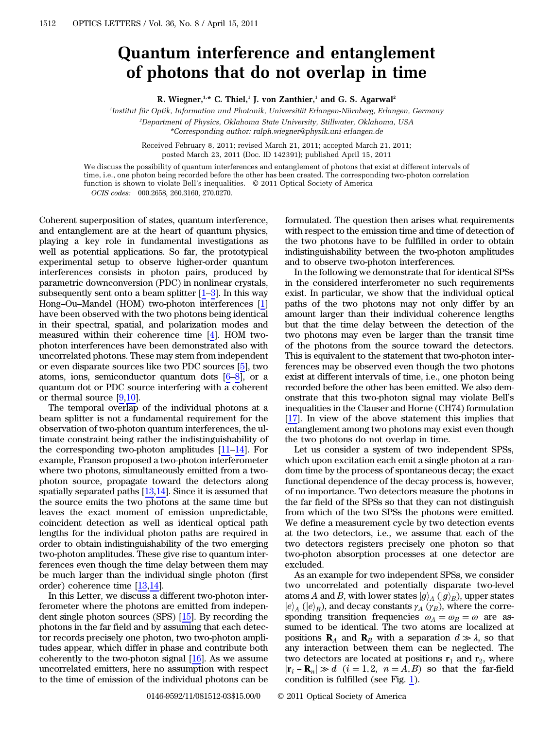# Quantum interference and entanglement of photons that do not overlap in time

**R. Wiegner,[1,*] C. Thiel,[1] J. von Zanthier,[1] and G. S. Agarwal[2]**

[1]*Institut für Optik, Information und Photonik, Universität Erlangen-Nürnberg, Erlangen, Germany*

[2]*Department of Physics, Oklahoma State University, Stillwater, Oklahoma, USA*

*\*Corresponding author: ralph.wiegner@physik.uni-erlangen.de*

Received February 8, 2011; revised March 21, 2011; accepted March 21, 2011; posted March 23, 2011 (Doc. ID 142391); published April 15, 2011

We discuss the possibility of quantum interferences and entanglement of photons that exist at different intervals of time, i.e., one photon being recorded before the other has been created. The corresponding two-photon correlation function is shown to violate Bell's inequalities. © 2011 Optical Society of America

*OCIS codes:* 000.2658, 260.3160, 270.0270.

Coherent superposition of states, quantum interference, and entanglement are at the heart of quantum physics, playing a key role in fundamental investigations as well as potential applications. So far, the prototypical experimental setup to observe higher-order quantum interferences consists in photon pairs, produced by parametric downconversion (PDC) in nonlinear crystals, subsequently sent onto a beam splitter [1–3]. In this way Hong–Ou–Mandel (HOM) two-photon interferences [1] have been observed with the two photons being identical in their spectral, spatial, and polarization modes and measured within their coherence time [4]. HOM two-photon interferences have been demonstrated also with uncorrelated photons. These may stem from independent or even disparate sources like two PDC sources [5], two atoms, ions, semiconductor quantum dots [6–8], or a quantum dot or PDC source interfering with a coherent or thermal source [9,10].

The temporal overlap of the individual photons at a beam splitter is not a fundamental requirement for the observation of two-photon quantum interferences, the ultimate constraint being rather the indistinguishability of the corresponding two-photon amplitudes [11–14]. For example, Franson proposed a two-photon interferometer where two photons, simultaneously emitted from a two-photon source, propagate toward the detectors along spatially separated paths [13,14]. Since it is assumed that the source emits the two photons at the same time but leaves the exact moment of emission unpredictable, coincident detection as well as identical optical path lengths for the individual photon paths are required in order to obtain indistinguishability of the two emerging two-photon amplitudes. These give rise to quantum interferences even though the time delay between them may be much larger than the individual single photon (first order) coherence time [13,14].

In this Letter, we discuss a different two-photon interferometer where the photons are emitted from independent single photon sources (SPS) [15]. By recording the photons in the far field and by assuming that each detector records precisely one photon, two two-photon amplitudes appear, which differ in phase and contribute both coherently to the two-photon signal [16]. As we assume uncorrelated emitters, here no assumption with respect to the time of emission of the individual photons can be formulated. The question then arises what requirements with respect to the emission time and time of detection of the two photons have to be fulfilled in order to obtain indistinguishability between the two-photon amplitudes and to observe two-photon interferences.

In the following we demonstrate that for identical SPSs in the considered interferometer no such requirements exist. In particular, we show that the individual optical paths of the two photons may not only differ by an amount larger than their individual coherence lengths but that the time delay between the detection of the two photons may even be larger than the transit time of the photons from the source toward the detectors. This is equivalent to the statement that two-photon interferences may be observed even though the two photons exist at different intervals of time, i.e., one photon being recorded before the other has been emitted. We also demonstrate that this two-photon signal may violate Bell's inequalities in the Clauser and Horne (CH74) formulation [17]. In view of the above statement this implies that entanglement among two photons may exist even though the two photons do not overlap in time.

Let us consider a system of two independent SPSs, which upon excitation each emit a single photon at a random time by the process of spontaneous decay; the exact functional dependence of the decay process is, however, of no importance. Two detectors measure the photons in the far field of the SPSs so that they can not distinguish from which of the two SPSs the photons were emitted. We define a measurement cycle by two detection events at the two detectors, i.e., we assume that each of the two detectors registers precisely one photon so that two-photon absorption processes at one detector are excluded.

As an example for two independent SPSs, we consider two uncorrelated and potentially disparate two-level atoms $A$ and $B$, with lower states $|g\rangle_A$ ($|g\rangle_B$), upper states $|e\rangle_A$ ($|e\rangle_B$), and decay constants $\gamma_A$ ($\gamma_B$), where the corresponding transition frequencies $\omega_A = \omega_B = \omega$ are assumed to be identical. The two atoms are localized at positions $\mathbf{R}_A$ and $\mathbf{R}_B$ with a separation $d \gg \lambda$, so that any interaction between them can be neglected. The two detectors are located at positions $\mathbf{r}_1$ and $\mathbf{r}_2$, where $|\mathbf{r}_i - \mathbf{R}_n| \gg d$ $(i = 1, 2,\ n = A, B)$ so that the far-field condition is fulfilled (see Fig. 1).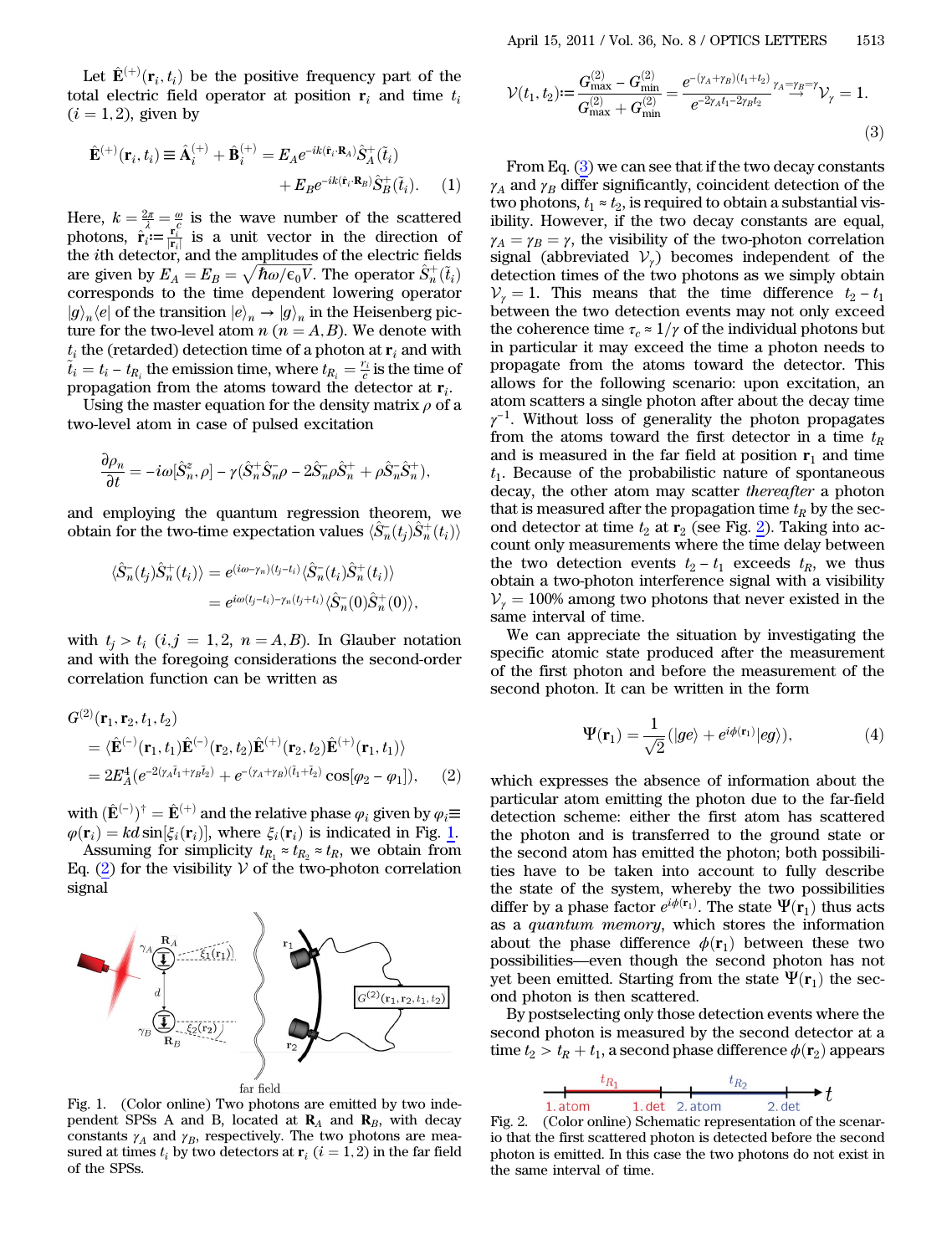Let $\hat{\mathbf{E}}^{(+)}(\mathbf{r}_i, t_i)$ be the positive frequency part of the total electric field operator at position $\mathbf{r}_i$ and time $t_i$ ($i = 1, 2$), given by

$$\hat{\mathbf{E}}^{(+)}(\mathbf{r}_i, t_i) \equiv \hat{\mathbf{A}}_i^{(+)} + \hat{\mathbf{B}}_i^{(+)} = E_A e^{-ik(\hat{\mathbf{r}}_i \cdot \mathbf{R}_A)} \hat{S}_A^{+}(\tilde{t}_i) + E_B e^{-ik(\hat{\mathbf{r}}_i \cdot \mathbf{R}_B)} \hat{S}_B^{+}(\tilde{t}_i). \quad (1)$$

Here, $k = \frac{2\pi}{\lambda} = \frac{\omega}{c}$ is the wave number of the scattered photons, $\hat{\mathbf{r}}_i := \frac{\mathbf{r}_i}{|\mathbf{r}_i|}$ is a unit vector in the direction of the $i$th detector, and the amplitudes of the electric fields are given by $E_A = E_B = \sqrt{\hbar\omega/\epsilon_0 V}$. The operator $\hat{S}_n^{+}(\tilde{t}_i)$ corresponds to the time dependent lowering operator $|g\rangle_n \langle e|$ of the transition $|e\rangle_n \to |g\rangle_n$ in the Heisenberg picture for the two-level atom $n$ ($n = A, B$). We denote with $t_i$ the (retarded) detection time of a photon at $\mathbf{r}_i$ and with $\tilde{t}_i = t_i - t_{R_i}$ the emission time, where $t_{R_i} = \frac{r_i}{c}$ is the time of propagation from the atoms toward the detector at $\mathbf{r}_i$.

Using the master equation for the density matrix $\rho$ of a two-level atom in case of pulsed excitation

$$\frac{\partial \rho_n}{\partial t} = -i\omega[\hat{S}_n^z, \rho] - \gamma(\hat{S}_n^{+}\hat{S}_n^{-}\rho - 2\hat{S}_n^{-}\rho\hat{S}_n^{+} + \rho\hat{S}_n^{-}\hat{S}_n^{+}),$$

and employing the quantum regression theorem, we obtain for the two-time expectation values $\langle \hat{S}_n^{-}(t_j)\hat{S}_n^{+}(t_i)\rangle$

$$\langle \hat{S}_n^{-}(t_j)\hat{S}_n^{+}(t_i)\rangle = e^{(i\omega - \gamma_n)(t_j - t_i)}\langle \hat{S}_n^{-}(t_i)\hat{S}_n^{+}(t_i)\rangle = e^{i\omega(t_j - t_i) - \gamma_n(t_j + t_i)}\langle \hat{S}_n^{-}(0)\hat{S}_n^{+}(0)\rangle,$$

with $t_j > t_i$ ($i, j = 1, 2$, $n = A, B$). In Glauber notation and with the foregoing considerations the second-order correlation function can be written as

$$\begin{aligned} G^{(2)}(\mathbf{r}_1, \mathbf{r}_2, t_1, t_2) &= \langle \hat{\mathbf{E}}^{(-)}(\mathbf{r}_1, t_1)\hat{\mathbf{E}}^{(-)}(\mathbf{r}_2, t_2)\hat{\mathbf{E}}^{(+)}(\mathbf{r}_2, t_2)\hat{\mathbf{E}}^{(+)}(\mathbf{r}_1, t_1)\rangle \\ &= 2E_A^4(e^{-2(\gamma_A\tilde{t}_1 + \gamma_B\tilde{t}_2)} + e^{-(\gamma_A + \gamma_B)(\tilde{t}_1 + \tilde{t}_2)}\cos[\varphi_2 - \varphi_1]), \end{aligned} \quad (2)$$

with $(\hat{\mathbf{E}}^{(-)})^{\dagger} = \hat{\mathbf{E}}^{(+)}$ and the relative phase $\varphi_i$ given by $\varphi_i \equiv \varphi(\mathbf{r}_i) = kd\sin[\xi_i(\mathbf{r}_i)]$, where $\xi_i(\mathbf{r}_i)$ is indicated in Fig. 1.

Assuming for simplicity $t_{R_1} \approx t_{R_2} \approx t_R$, we obtain from Eq. (2) for the visibility $\mathcal{V}$ of the two-photon correlation signal

Fig. 1. (Color online) Two photons are emitted by two independent SPSs A and B, located at $\mathbf{R}_A$ and $\mathbf{R}_B$, with decay constants $\gamma_A$ and $\gamma_B$, respectively. The two photons are measured at times $t_i$ by two detectors at $\mathbf{r}_i$ ($i = 1, 2$) in the far field of the SPSs.

$$\mathcal{V}(t_1, t_2) := \frac{G_{\max}^{(2)} - G_{\min}^{(2)}}{G_{\max}^{(2)} + G_{\min}^{(2)}} = \frac{e^{-(\gamma_A + \gamma_B)(t_1 + t_2)}}{e^{-2\gamma_A t_1 - 2\gamma_B t_2}} \overset{\gamma_A = \gamma_B = \gamma}{\to} \mathcal{V}_\gamma = 1. \quad (3)$$

From Eq. (3) we can see that if the two decay constants $\gamma_A$ and $\gamma_B$ differ significantly, coincident detection of the two photons, $t_1 \approx t_2$, is required to obtain a substantial visibility. However, if the two decay constants are equal, $\gamma_A = \gamma_B = \gamma$, the visibility of the two-photon correlation signal (abbreviated $\mathcal{V}_\gamma$) becomes independent of the detection times of the two photons as we simply obtain $\mathcal{V}_\gamma = 1$. This means that the time difference $t_2 - t_1$ between the two detection events may not only exceed the coherence time $\tau_c \approx 1/\gamma$ of the individual photons but in particular it may exceed the time a photon needs to propagate from the atoms toward the detector. This allows for the following scenario: upon excitation, an atom scatters a single photon after about the decay time $\gamma^{-1}$. Without loss of generality the photon propagates from the atoms toward the first detector in a time $t_R$ and is measured in the far field at position $\mathbf{r}_1$ and time $t_1$. Because of the probabilistic nature of spontaneous decay, the other atom may scatter *thereafter* a photon that is measured after the propagation time $t_R$ by the second detector at time $t_2$ at $\mathbf{r}_2$ (see Fig. 2). Taking into account only measurements where the time delay between the two detection events $t_2 - t_1$ exceeds $t_R$, we thus obtain a two-photon interference signal with a visibility $\mathcal{V}_\gamma = 100\%$ among two photons that never existed in the same interval of time.

We can appreciate the situation by investigating the specific atomic state produced after the measurement of the first photon and before the measurement of the second photon. It can be written in the form

$$\Psi(\mathbf{r}_1) = \frac{1}{\sqrt{2}}(|ge\rangle + e^{i\phi(\mathbf{r}_1)}|eg\rangle), \quad (4)$$

which expresses the absence of information about the particular atom emitting the photon due to the far-field detection scheme: either the first atom has scattered the photon and is transferred to the ground state or the second atom has emitted the photon; both possibilities have to be taken into account to fully describe the state of the system, whereby the two possibilities differ by a phase factor $e^{i\phi(\mathbf{r}_1)}$. The state $\Psi(\mathbf{r}_1)$ thus acts as a *quantum memory*, which stores the information about the phase difference $\phi(\mathbf{r}_1)$ between these two possibilities—even though the second photon has not yet been emitted. Starting from the state $\Psi(\mathbf{r}_1)$ the second photon is then scattered.

By postselecting only those detection events where the second photon is measured by the second detector at a time $t_2 > t_R + t_1$, a second phase difference $\phi(\mathbf{r}_2)$ appears

Fig. 2. (Color online) Schematic representation of the scenario that the first scattered photon is detected before the second photon is emitted. In this case the two photons do not exist in the same interval of time.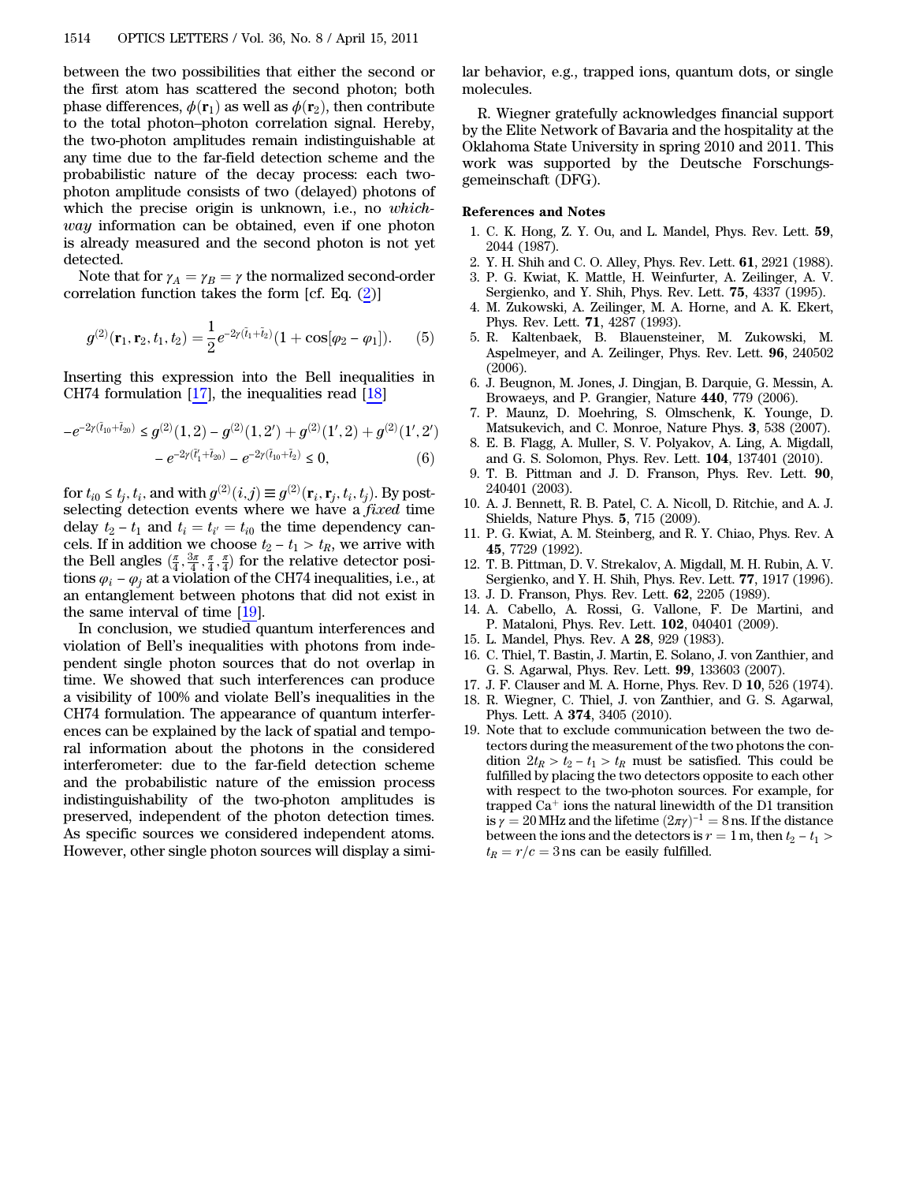between the two possibilities that either the second or the first atom has scattered the second photon; both phase differences, $\phi(\mathbf{r}_1)$ as well as $\phi(\mathbf{r}_2)$, then contribute to the total photon–photon correlation signal. Hereby, the two-photon amplitudes remain indistinguishable at any time due to the far-field detection scheme and the probabilistic nature of the decay process: each two-photon amplitude consists of two (delayed) photons of which the precise origin is unknown, i.e., no *which-way* information can be obtained, even if one photon is already measured and the second photon is not yet detected.

Note that for $\gamma_A = \gamma_B = \gamma$ the normalized second-order correlation function takes the form [cf. Eq. (2)]

$$g^{(2)}(\mathbf{r}_1, \mathbf{r}_2, t_1, t_2) = \frac{1}{2} e^{-2\gamma(\tilde{t}_1 + \tilde{t}_2)} (1 + \cos[\varphi_2 - \varphi_1]). \quad (5)$$

Inserting this expression into the Bell inequalities in CH74 formulation [17], the inequalities read [18]

$$-e^{-2\gamma(\tilde{t}_{10}+\tilde{t}_{20})} \leq g^{(2)}(1,2) - g^{(2)}(1,2') + g^{(2)}(1',2) + g^{(2)}(1',2') - e^{-2\gamma(\tilde{t}_1'+\tilde{t}_{20})} - e^{-2\gamma(\tilde{t}_{10}+\tilde{t}_2)} \leq 0, \quad (6)$$

for $t_{i0} \leq t_j, t_i$, and with $g^{(2)}(i,j) \equiv g^{(2)}(\mathbf{r}_i, \mathbf{r}_j, t_i, t_j)$. By post-selecting detection events where we have a *fixed* time delay $t_2 - t_1$ and $t_i = t_{i'} = t_{i0}$ the time dependency cancels. If in addition we choose $t_2 - t_1 > t_R$, we arrive with the Bell angles $(\frac{\pi}{4}, \frac{3\pi}{4}, \frac{\pi}{4}, \frac{\pi}{4})$ for the relative detector positions $\varphi_i - \varphi_j$ at a violation of the CH74 inequalities, i.e., at an entanglement between photons that did not exist in the same interval of time [19].

In conclusion, we studied quantum interferences and violation of Bell's inequalities with photons from independent single photon sources that do not overlap in time. We showed that such interferences can produce a visibility of 100% and violate Bell's inequalities in the CH74 formulation. The appearance of quantum interferences can be explained by the lack of spatial and temporal information about the photons in the considered interferometer: due to the far-field detection scheme and the probabilistic nature of the emission process indistinguishability of the two-photon amplitudes is preserved, independent of the photon detection times. As specific sources we considered independent atoms. However, other single photon sources will display a similar behavior, e.g., trapped ions, quantum dots, or single molecules.

R. Wiegner gratefully acknowledges financial support by the Elite Network of Bavaria and the hospitality at the Oklahoma State University in spring 2010 and 2011. This work was supported by the Deutsche Forschungsgemeinschaft (DFG).

## References and Notes

1. C. K. Hong, Z. Y. Ou, and L. Mandel, Phys. Rev. Lett. **59**, 2044 (1987).
2. Y. H. Shih and C. O. Alley, Phys. Rev. Lett. **61**, 2921 (1988).
3. P. G. Kwiat, K. Mattle, H. Weinfurter, A. Zeilinger, A. V. Sergienko, and Y. Shih, Phys. Rev. Lett. **75**, 4337 (1995).
4. M. Zukowski, A. Zeilinger, M. A. Horne, and A. K. Ekert, Phys. Rev. Lett. **71**, 4287 (1993).
5. R. Kaltenbaek, B. Blauensteiner, M. Zukowski, M. Aspelmeyer, and A. Zeilinger, Phys. Rev. Lett. **96**, 240502 (2006).
6. J. Beugnon, M. Jones, J. Dingjan, B. Darquie, G. Messin, A. Browaeys, and P. Grangier, Nature **440**, 779 (2006).
7. P. Maunz, D. Moehring, S. Olmschenk, K. Younge, D. Matsukevich, and C. Monroe, Nature Phys. **3**, 538 (2007).
8. E. B. Flagg, A. Muller, S. V. Polyakov, A. Ling, A. Migdall, and G. S. Solomon, Phys. Rev. Lett. **104**, 137401 (2010).
9. T. B. Pittman and J. D. Franson, Phys. Rev. Lett. **90**, 240401 (2003).
10. A. J. Bennett, R. B. Patel, C. A. Nicoll, D. Ritchie, and A. J. Shields, Nature Phys. **5**, 715 (2009).
11. P. G. Kwiat, A. M. Steinberg, and R. Y. Chiao, Phys. Rev. A **45**, 7729 (1992).
12. T. B. Pittman, D. V. Strekalov, A. Migdall, M. H. Rubin, A. V. Sergienko, and Y. H. Shih, Phys. Rev. Lett. **77**, 1917 (1996).
13. J. D. Franson, Phys. Rev. Lett. **62**, 2205 (1989).
14. A. Cabello, A. Rossi, G. Vallone, F. De Martini, and P. Mataloni, Phys. Rev. Lett. **102**, 040401 (2009).
15. L. Mandel, Phys. Rev. A **28**, 929 (1983).
16. C. Thiel, T. Bastin, J. Martin, E. Solano, J. von Zanthier, and G. S. Agarwal, Phys. Rev. Lett. **99**, 133603 (2007).
17. J. F. Clauser and M. A. Horne, Phys. Rev. D **10**, 526 (1974).
18. R. Wiegner, C. Thiel, J. von Zanthier, and G. S. Agarwal, Phys. Lett. A **374**, 3405 (2010).
19. Note that to exclude communication between the two detectors during the measurement of the two photons the condition $2t_R > t_2 - t_1 > t_R$ must be satisfied. This could be fulfilled by placing the two detectors opposite to each other with respect to the two-photon sources. For example, for trapped $Ca^+$ ions the natural linewidth of the D1 transition is $\gamma = 20\,\mathrm{MHz}$ and the lifetime $(2\pi\gamma)^{-1} = 8\,\mathrm{ns}$. If the distance between the ions and the detectors is $r = 1\,\mathrm{m}$, then $t_2 - t_1 > t_R = r/c = 3\,\mathrm{ns}$ can be easily fulfilled.